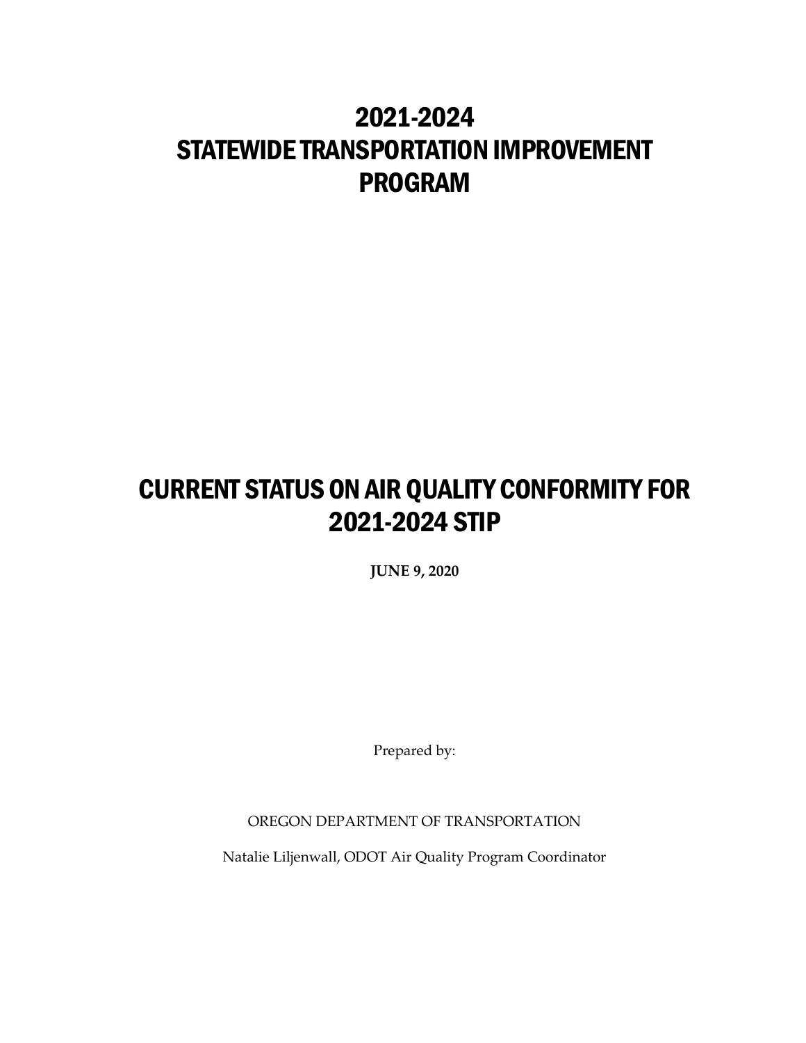# 2021-2024 STATEWIDE TRANSPORTATION IMPROVEMENT PROGRAM

# CURRENT STATUS ON AIR QUALITY CONFORMITY FOR 2021-2024 STIP

**JUNE 9, 2020**

Prepared by:

OREGON DEPARTMENT OF TRANSPORTATION

Natalie Liljenwall, ODOT Air Quality Program Coordinator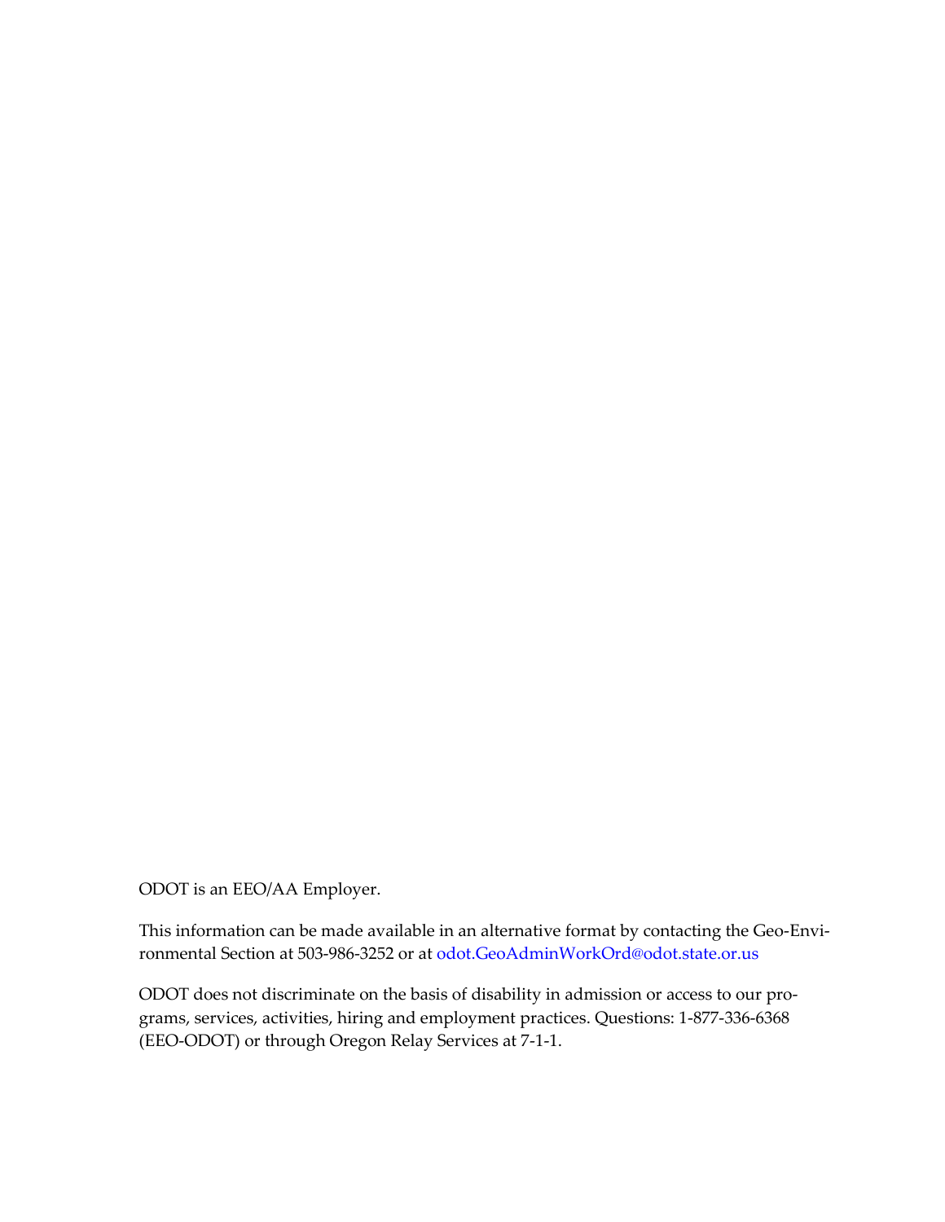ODOT is an EEO/AA Employer.

This information can be made available in an alternative format by contacting the Geo-Environmental Section at 503-986-3252 or at odot.GeoAdminWorkOrd@odot.state.or.us

ODOT does not discriminate on the basis of disability in admission or access to our programs, services, activities, hiring and employment practices. Questions: 1-877-336-6368 (EEO-ODOT) or through Oregon Relay Services at 7-1-1.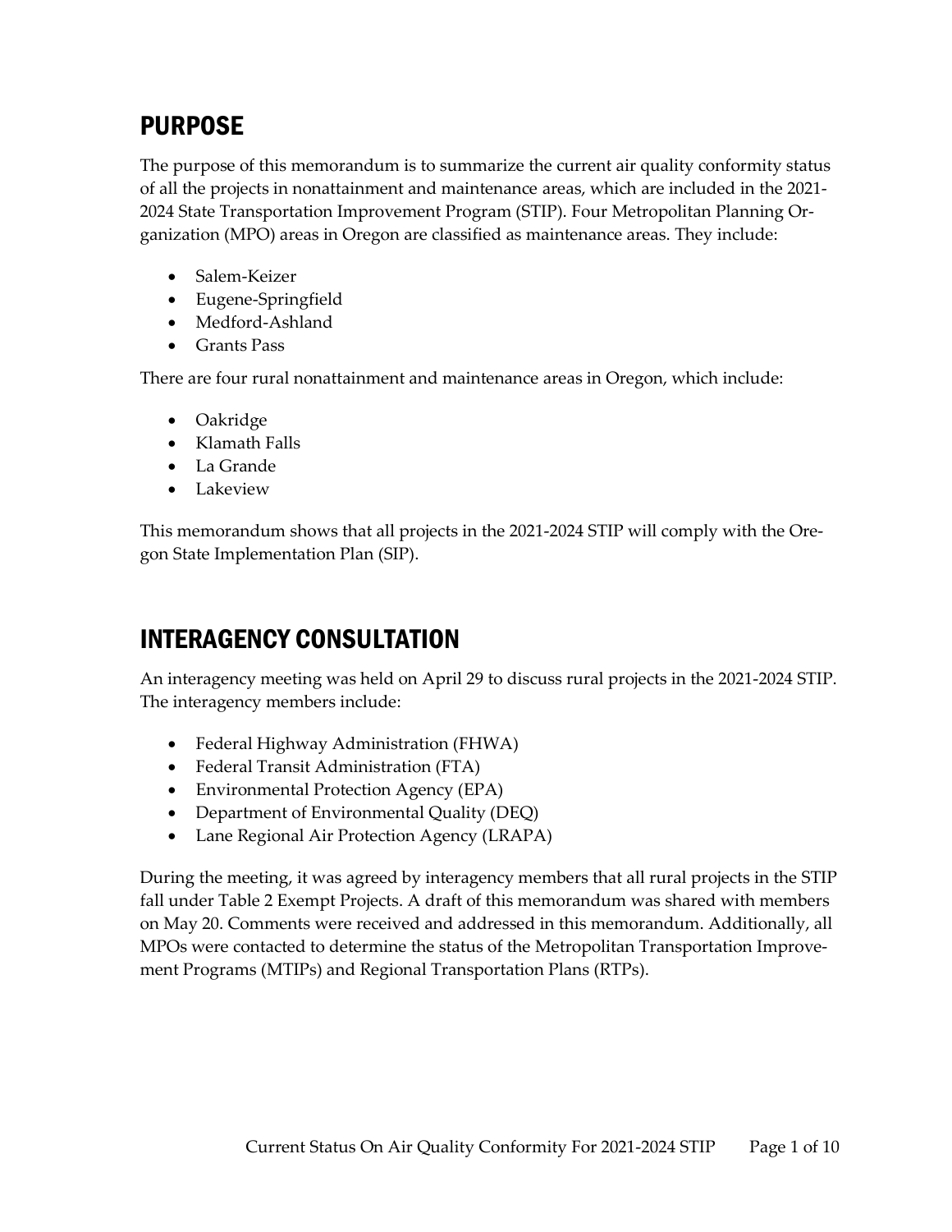## PURPOSE

The purpose of this memorandum is to summarize the current air quality conformity status of all the projects in nonattainment and maintenance areas, which are included in the 2021-2024 State Transportation Improvement Program (STIP). Four Metropolitan Planning Organization (MPO) areas in Oregon are classified as maintenance areas. They include:

- Salem-Keizer
- Eugene-Springfield
- Medford-Ashland
- Grants Pass

There are four rural nonattainment and maintenance areas in Oregon, which include:

- Oakridge
- Klamath Falls
- La Grande
- Lakeview

This memorandum shows that all projects in the 2021-2024 STIP will comply with the Oregon State Implementation Plan (SIP).

## INTERAGENCY CONSULTATION

An interagency meeting was held on April 29 to discuss rural projects in the 2021-2024 STIP. The interagency members include:

- Federal Highway Administration (FHWA)
- Federal Transit Administration (FTA)
- Environmental Protection Agency (EPA)
- Department of Environmental Quality (DEQ)
- Lane Regional Air Protection Agency (LRAPA)

During the meeting, it was agreed by interagency members that all rural projects in the STIP fall under Table 2 Exempt Projects. A draft of this memorandum was shared with members on May 20. Comments were received and addressed in this memorandum. Additionally, all MPOs were contacted to determine the status of the Metropolitan Transportation Improvement Programs (MTIPs) and Regional Transportation Plans (RTPs).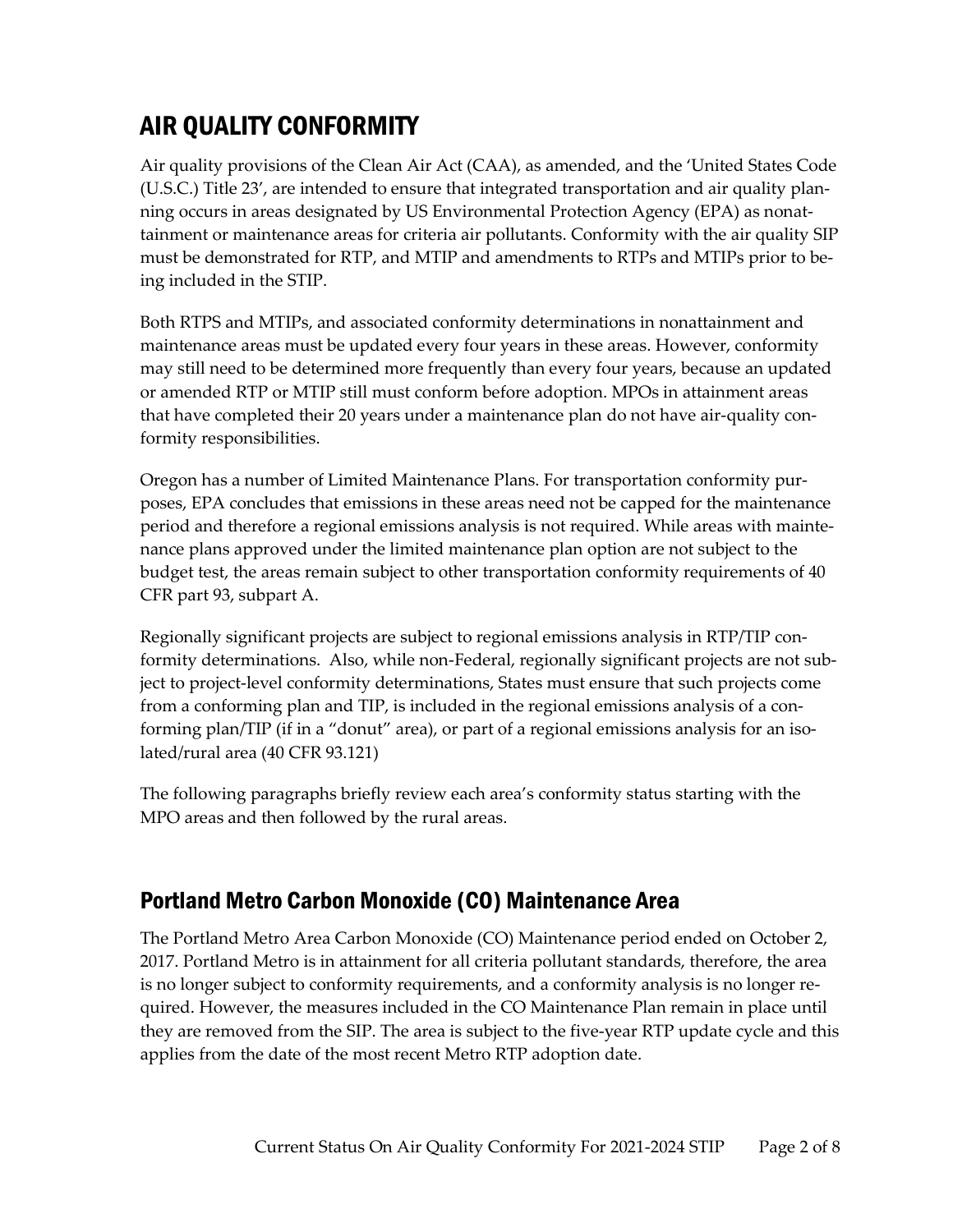# AIR QUALITY CONFORMITY

Air quality provisions of the Clean Air Act (CAA), as amended, and the 'United States Code (U.S.C.) Title 23', are intended to ensure that integrated transportation and air quality planning occurs in areas designated by US Environmental Protection Agency (EPA) as nonattainment or maintenance areas for criteria air pollutants. Conformity with the air quality SIP must be demonstrated for RTP, and MTIP and amendments to RTPs and MTIPs prior to being included in the STIP.

Both RTPS and MTIPs, and associated conformity determinations in nonattainment and maintenance areas must be updated every four years in these areas. However, conformity may still need to be determined more frequently than every four years, because an updated or amended RTP or MTIP still must conform before adoption. MPOs in attainment areas that have completed their 20 years under a maintenance plan do not have air-quality conformity responsibilities.

Oregon has a number of Limited Maintenance Plans. For transportation conformity purposes, EPA concludes that emissions in these areas need not be capped for the maintenance period and therefore a regional emissions analysis is not required. While areas with maintenance plans approved under the limited maintenance plan option are not subject to the budget test, the areas remain subject to other transportation conformity requirements of 40 CFR part 93, subpart A.

Regionally significant projects are subject to regional emissions analysis in RTP/TIP conformity determinations. Also, while non-Federal, regionally significant projects are not subject to project-level conformity determinations, States must ensure that such projects come from a conforming plan and TIP, is included in the regional emissions analysis of a conforming plan/TIP (if in a "donut" area), or part of a regional emissions analysis for an isolated/rural area (40 CFR 93.121)

The following paragraphs briefly review each area's conformity status starting with the MPO areas and then followed by the rural areas.

## Portland Metro Carbon Monoxide (CO) Maintenance Area

The Portland Metro Area Carbon Monoxide (CO) Maintenance period ended on October 2, 2017. Portland Metro is in attainment for all criteria pollutant standards, therefore, the area is no longer subject to conformity requirements, and a conformity analysis is no longer required. However, the measures included in the CO Maintenance Plan remain in place until they are removed from the SIP. The area is subject to the five-year RTP update cycle and this applies from the date of the most recent Metro RTP adoption date.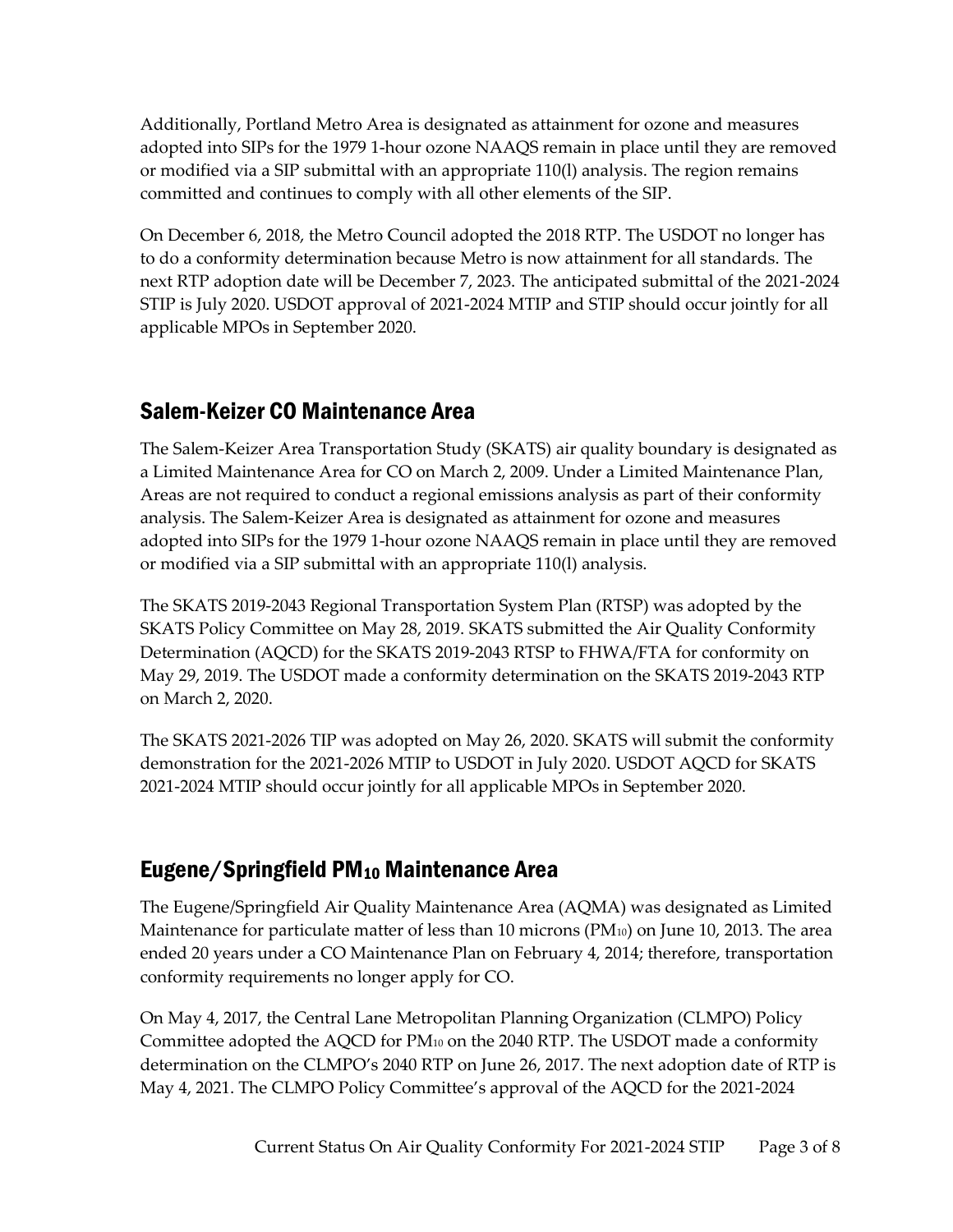Additionally, Portland Metro Area is designated as attainment for ozone and measures adopted into SIPs for the 1979 1-hour ozone NAAQS remain in place until they are removed or modified via a SIP submittal with an appropriate 110(l) analysis. The region remains committed and continues to comply with all other elements of the SIP.

On December 6, 2018, the Metro Council adopted the 2018 RTP. The USDOT no longer has to do a conformity determination because Metro is now attainment for all standards. The next RTP adoption date will be December 7, 2023. The anticipated submittal of the 2021-2024 STIP is July 2020. USDOT approval of 2021-2024 MTIP and STIP should occur jointly for all applicable MPOs in September 2020.

## Salem-Keizer CO Maintenance Area

The Salem-Keizer Area Transportation Study (SKATS) air quality boundary is designated as a Limited Maintenance Area for CO on March 2, 2009. Under a Limited Maintenance Plan, Areas are not required to conduct a regional emissions analysis as part of their conformity analysis. The Salem-Keizer Area is designated as attainment for ozone and measures adopted into SIPs for the 1979 1-hour ozone NAAQS remain in place until they are removed or modified via a SIP submittal with an appropriate 110(l) analysis.

The SKATS 2019-2043 Regional Transportation System Plan (RTSP) was adopted by the SKATS Policy Committee on May 28, 2019. SKATS submitted the Air Quality Conformity Determination (AQCD) for the SKATS 2019-2043 RTSP to FHWA/FTA for conformity on May 29, 2019. The USDOT made a conformity determination on the SKATS 2019-2043 RTP on March 2, 2020.

The SKATS 2021-2026 TIP was adopted on May 26, 2020. SKATS will submit the conformity demonstration for the 2021-2026 MTIP to USDOT in July 2020. USDOT AQCD for SKATS 2021-2024 MTIP should occur jointly for all applicable MPOs in September 2020.

## Eugene/Springfield $PM_{10}$ Maintenance Area

The Eugene/Springfield Air Quality Maintenance Area (AQMA) was designated as Limited Maintenance for particulate matter of less than 10 microns ($PM_{10}$) on June 10, 2013. The area ended 20 years under a CO Maintenance Plan on February 4, 2014; therefore, transportation conformity requirements no longer apply for CO.

On May 4, 2017, the Central Lane Metropolitan Planning Organization (CLMPO) Policy Committee adopted the AQCD for $PM_{10}$ on the 2040 RTP. The USDOT made a conformity determination on the CLMPO's 2040 RTP on June 26, 2017. The next adoption date of RTP is May 4, 2021. The CLMPO Policy Committee's approval of the AQCD for the 2021-2024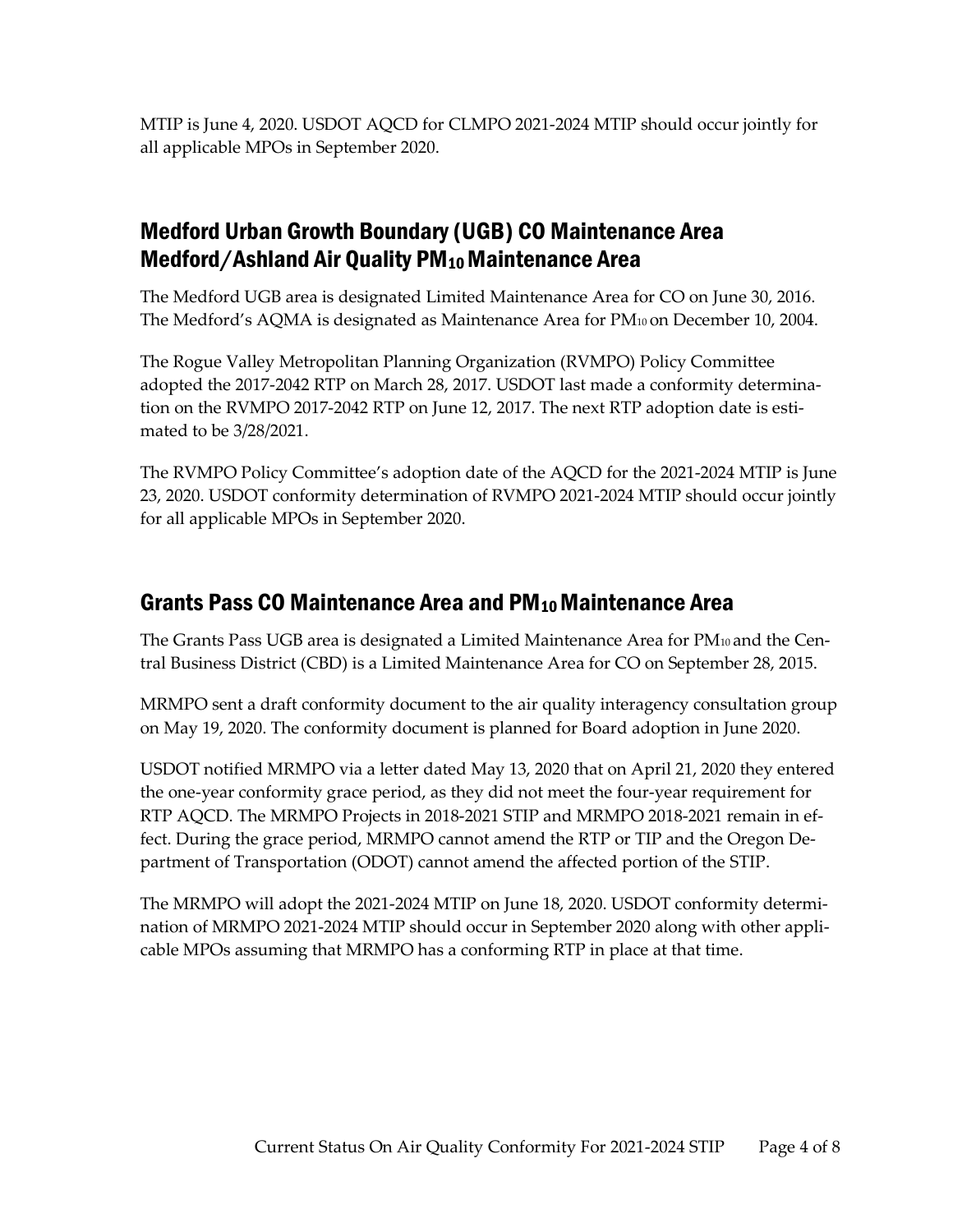MTIP is June 4, 2020. USDOT AQCD for CLMPO 2021-2024 MTIP should occur jointly for all applicable MPOs in September 2020.

## Medford Urban Growth Boundary (UGB) CO Maintenance Area Medford/Ashland Air Quality $PM_{10}$ Maintenance Area

The Medford UGB area is designated Limited Maintenance Area for CO on June 30, 2016. The Medford's AQMA is designated as Maintenance Area for $PM_{10}$ on December 10, 2004.

The Rogue Valley Metropolitan Planning Organization (RVMPO) Policy Committee adopted the 2017-2042 RTP on March 28, 2017. USDOT last made a conformity determination on the RVMPO 2017-2042 RTP on June 12, 2017. The next RTP adoption date is estimated to be 3/28/2021.

The RVMPO Policy Committee's adoption date of the AQCD for the 2021-2024 MTIP is June 23, 2020. USDOT conformity determination of RVMPO 2021-2024 MTIP should occur jointly for all applicable MPOs in September 2020.

## Grants Pass CO Maintenance Area and $PM_{10}$ Maintenance Area

The Grants Pass UGB area is designated a Limited Maintenance Area for $PM_{10}$ and the Central Business District (CBD) is a Limited Maintenance Area for CO on September 28, 2015.

MRMPO sent a draft conformity document to the air quality interagency consultation group on May 19, 2020. The conformity document is planned for Board adoption in June 2020.

USDOT notified MRMPO via a letter dated May 13, 2020 that on April 21, 2020 they entered the one-year conformity grace period, as they did not meet the four-year requirement for RTP AQCD. The MRMPO Projects in 2018-2021 STIP and MRMPO 2018-2021 remain in effect. During the grace period, MRMPO cannot amend the RTP or TIP and the Oregon Department of Transportation (ODOT) cannot amend the affected portion of the STIP.

The MRMPO will adopt the 2021-2024 MTIP on June 18, 2020. USDOT conformity determination of MRMPO 2021-2024 MTIP should occur in September 2020 along with other applicable MPOs assuming that MRMPO has a conforming RTP in place at that time.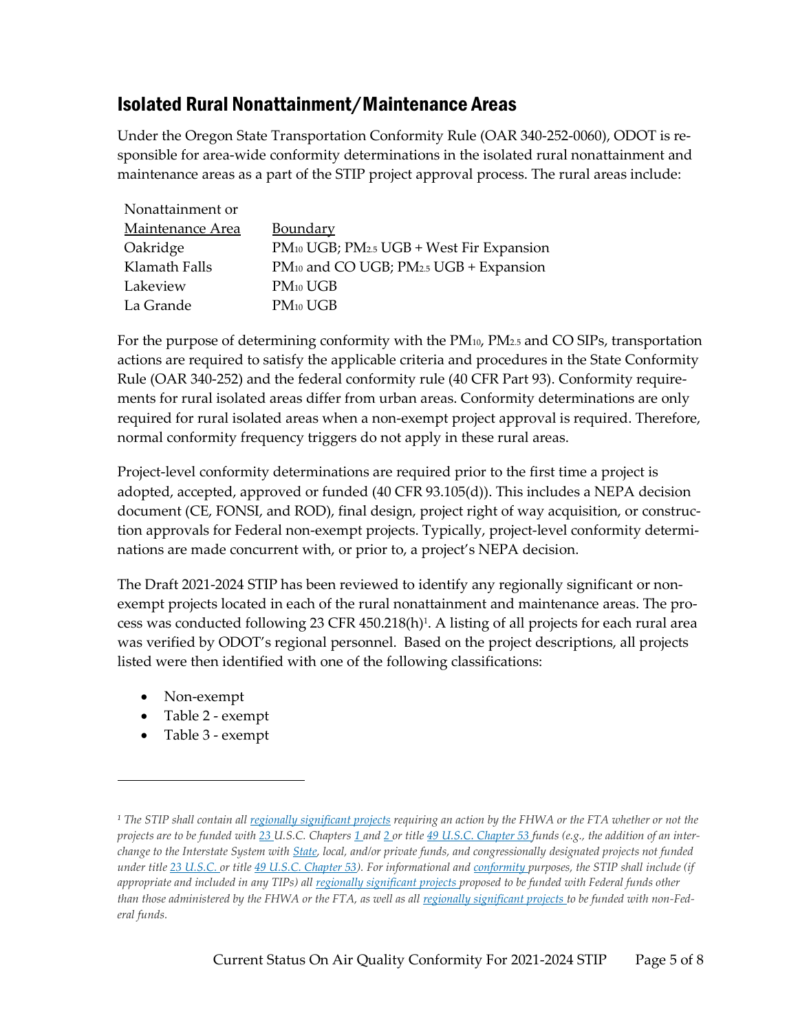## Isolated Rural Nonattainment/Maintenance Areas

Under the Oregon State Transportation Conformity Rule (OAR 340-252-0060), ODOT is responsible for area-wide conformity determinations in the isolated rural nonattainment and maintenance areas as a part of the STIP project approval process. The rural areas include:

| Nonattainment or Maintenance Area | Boundary |
|---|---|
| Oakridge | $PM_{10}$ UGB; $PM_{2.5}$ UGB + West Fir Expansion |
| Klamath Falls | $PM_{10}$ and CO UGB; $PM_{2.5}$ UGB + Expansion |
| Lakeview | $PM_{10}$ UGB |
| La Grande | $PM_{10}$ UGB |

For the purpose of determining conformity with the $PM_{10}$, $PM_{2.5}$ and CO SIPs, transportation actions are required to satisfy the applicable criteria and procedures in the State Conformity Rule (OAR 340-252) and the federal conformity rule (40 CFR Part 93). Conformity requirements for rural isolated areas differ from urban areas. Conformity determinations are only required for rural isolated areas when a non-exempt project approval is required. Therefore, normal conformity frequency triggers do not apply in these rural areas.

Project-level conformity determinations are required prior to the first time a project is adopted, accepted, approved or funded (40 CFR 93.105(d)). This includes a NEPA decision document (CE, FONSI, and ROD), final design, project right of way acquisition, or construction approvals for Federal non-exempt projects. Typically, project-level conformity determinations are made concurrent with, or prior to, a project's NEPA decision.

The Draft 2021-2024 STIP has been reviewed to identify any regionally significant or non-exempt projects located in each of the rural nonattainment and maintenance areas. The process was conducted following 23 CFR 450.218(h)[1]. A listing of all projects for each rural area was verified by ODOT's regional personnel. Based on the project descriptions, all projects listed were then identified with one of the following classifications:

- Non-exempt
- Table 2 - exempt
- Table 3 - exempt

---

[1] *The STIP shall contain all regionally significant projects requiring an action by the FHWA or the FTA whether or not the projects are to be funded with 23 U.S.C. Chapters 1 and 2 or title 49 U.S.C. Chapter 53 funds (e.g., the addition of an interchange to the Interstate System with State, local, and/or private funds, and congressionally designated projects not funded under title 23 U.S.C. or title 49 U.S.C. Chapter 53). For informational and conformity purposes, the STIP shall include (if appropriate and included in any TIPs) all regionally significant projects proposed to be funded with Federal funds other than those administered by the FHWA or the FTA, as well as all regionally significant projects to be funded with non-Federal funds.*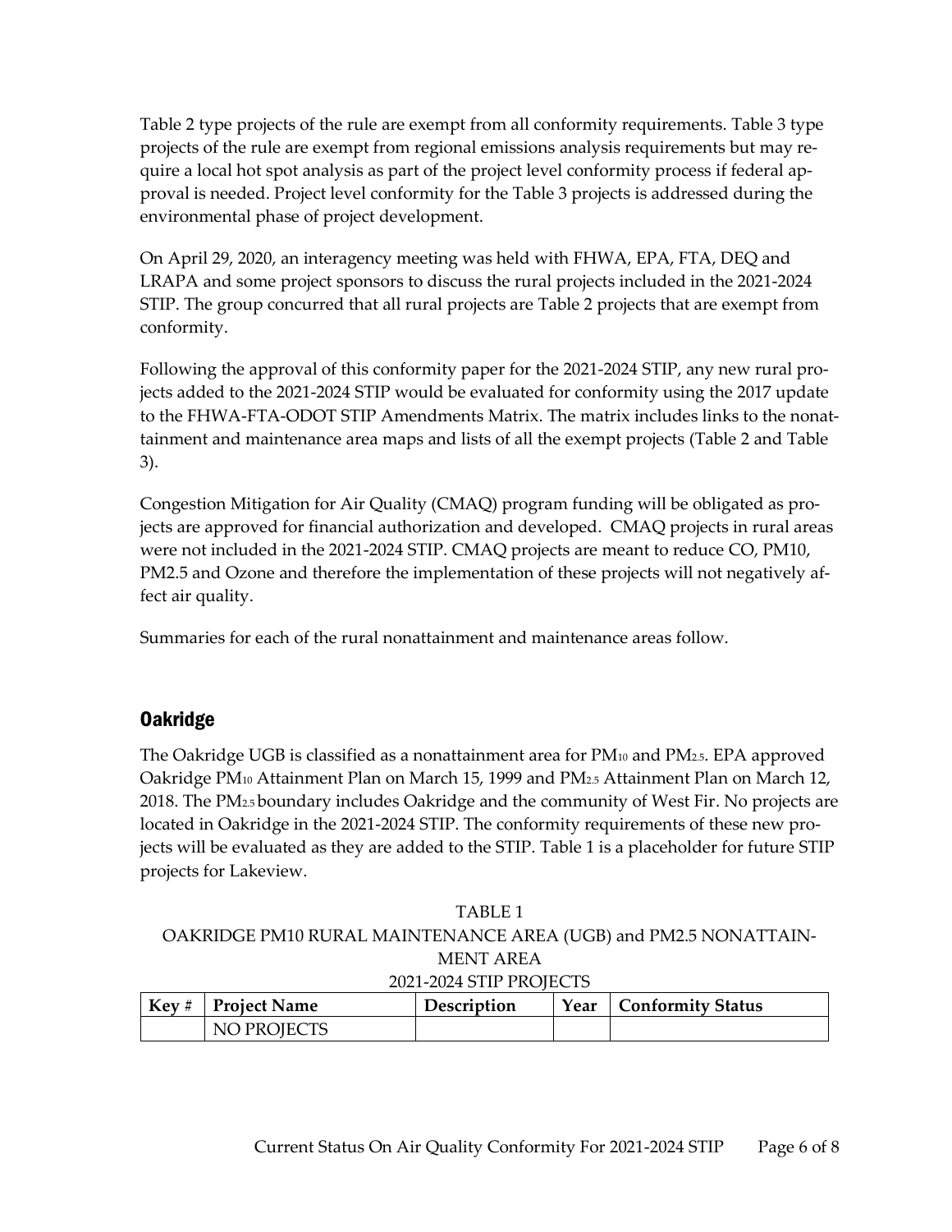Table 2 type projects of the rule are exempt from all conformity requirements. Table 3 type projects of the rule are exempt from regional emissions analysis requirements but may require a local hot spot analysis as part of the project level conformity process if federal approval is needed. Project level conformity for the Table 3 projects is addressed during the environmental phase of project development.

On April 29, 2020, an interagency meeting was held with FHWA, EPA, FTA, DEQ and LRAPA and some project sponsors to discuss the rural projects included in the 2021-2024 STIP. The group concurred that all rural projects are Table 2 projects that are exempt from conformity.

Following the approval of this conformity paper for the 2021-2024 STIP, any new rural projects added to the 2021-2024 STIP would be evaluated for conformity using the 2017 update to the FHWA-FTA-ODOT STIP Amendments Matrix. The matrix includes links to the nonattainment and maintenance area maps and lists of all the exempt projects (Table 2 and Table 3).

Congestion Mitigation for Air Quality (CMAQ) program funding will be obligated as projects are approved for financial authorization and developed. CMAQ projects in rural areas were not included in the 2021-2024 STIP. CMAQ projects are meant to reduce CO, PM10, PM2.5 and Ozone and therefore the implementation of these projects will not negatively affect air quality.

Summaries for each of the rural nonattainment and maintenance areas follow.

## Oakridge

The Oakridge UGB is classified as a nonattainment area for $PM_{10}$ and $PM_{2.5}$. EPA approved Oakridge $PM_{10}$ Attainment Plan on March 15, 1999 and $PM_{2.5}$ Attainment Plan on March 12, 2018. The $PM_{2.5}$ boundary includes Oakridge and the community of West Fir. No projects are located in Oakridge in the 2021-2024 STIP. The conformity requirements of these new projects will be evaluated as they are added to the STIP. Table 1 is a placeholder for future STIP projects for Lakeview.

TABLE 1
OAKRIDGE PM10 RURAL MAINTENANCE AREA (UGB) and PM2.5 NONATTAINMENT AREA
2021-2024 STIP PROJECTS

| Key # | Project Name | Description | Year | Conformity Status |
|---|---|---|---|---|
| | NO PROJECTS | | | |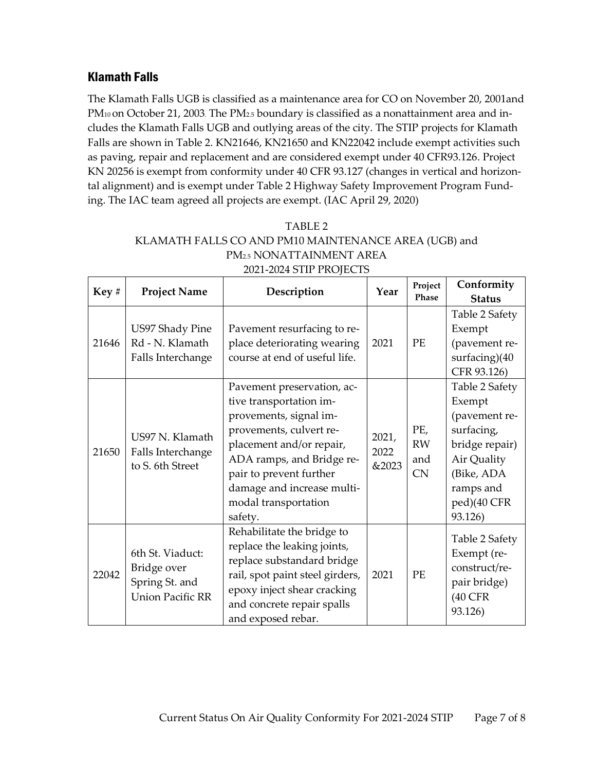## Klamath Falls

The Klamath Falls UGB is classified as a maintenance area for CO on November 20, 2001and $PM_{10}$ on October 21, 2003. The $PM_{2.5}$ boundary is classified as a nonattainment area and includes the Klamath Falls UGB and outlying areas of the city. The STIP projects for Klamath Falls are shown in Table 2. KN21646, KN21650 and KN22042 include exempt activities such as paving, repair and replacement and are considered exempt under 40 CFR93.126. Project KN 20256 is exempt from conformity under 40 CFR 93.127 (changes in vertical and horizontal alignment) and is exempt under Table 2 Highway Safety Improvement Program Funding. The IAC team agreed all projects are exempt. (IAC April 29, 2020)

TABLE 2
KLAMATH FALLS CO AND PM10 MAINTENANCE AREA (UGB) and $PM_{2.5}$ NONATTAINMENT AREA
2021-2024 STIP PROJECTS

| Key # | Project Name | Description | Year | Project Phase | Conformity Status |
|---|---|---|---|---|---|
| 21646 | US97 Shady Pine Rd - N. Klamath Falls Interchange | Pavement resurfacing to replace deteriorating wearing course at end of useful life. | 2021 | PE | Table 2 Safety Exempt (pavement resurfacing)(40 CFR 93.126) |
| 21650 | US97 N. Klamath Falls Interchange to S. 6th Street | Pavement preservation, active transportation improvements, signal improvements, culvert replacement and/or repair, ADA ramps, and Bridge repair to prevent further damage and increase multimodal transportation safety. | 2021, 2022 &2023 | PE, RW and CN | Table 2 Safety Exempt (pavement resurfacing, bridge repair) Air Quality (Bike, ADA ramps and ped)(40 CFR 93.126) |
| 22042 | 6th St. Viaduct: Bridge over Spring St. and Union Pacific RR | Rehabilitate the bridge to replace the leaking joints, replace substandard bridge rail, spot paint steel girders, epoxy inject shear cracking and concrete repair spalls and exposed rebar. | 2021 | PE | Table 2 Safety Exempt (reconstruct/repair bridge) (40 CFR 93.126) |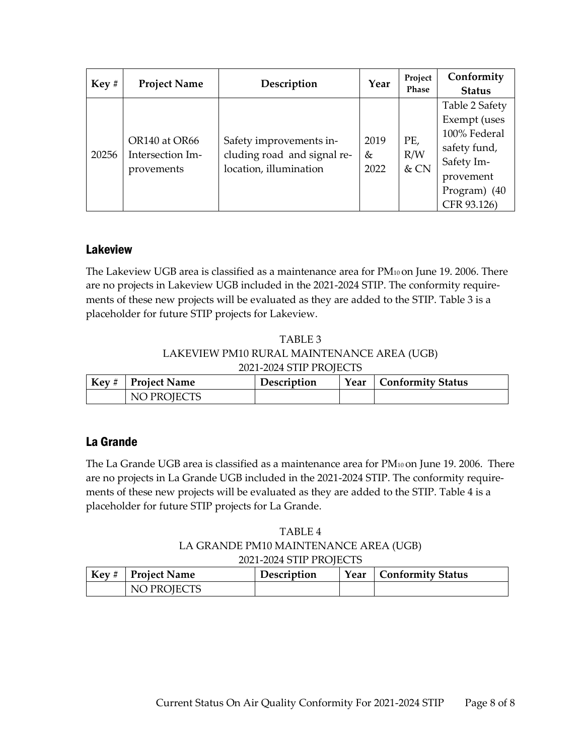| Key # | Project Name | Description | Year | Project Phase | Conformity Status |
|---|---|---|---|---|---|
| 20256 | OR140 at OR66 Intersection Improvements | Safety improvements including road and signal relocation, illumination | 2019 & 2022 | PE, R/W & CN | Table 2 Safety Exempt (uses 100% Federal safety fund, Safety Improvement Program) (40 CFR 93.126) |

## Lakeview

The Lakeview UGB area is classified as a maintenance area for $PM_{10}$ on June 19. 2006. There are no projects in Lakeview UGB included in the 2021-2024 STIP. The conformity requirements of these new projects will be evaluated as they are added to the STIP. Table 3 is a placeholder for future STIP projects for Lakeview.

TABLE 3
LAKEVIEW PM10 RURAL MAINTENANCE AREA (UGB)
2021-2024 STIP PROJECTS

| Key # | Project Name | Description | Year | Conformity Status |
|---|---|---|---|---|
| | NO PROJECTS | | | |

## La Grande

The La Grande UGB area is classified as a maintenance area for $PM_{10}$ on June 19. 2006. There are no projects in La Grande UGB included in the 2021-2024 STIP. The conformity requirements of these new projects will be evaluated as they are added to the STIP. Table 4 is a placeholder for future STIP projects for La Grande.

TABLE 4
LA GRANDE PM10 MAINTENANCE AREA (UGB)
2021-2024 STIP PROJECTS

| Key # | Project Name | Description | Year | Conformity Status |
|---|---|---|---|---|
| | NO PROJECTS | | | |